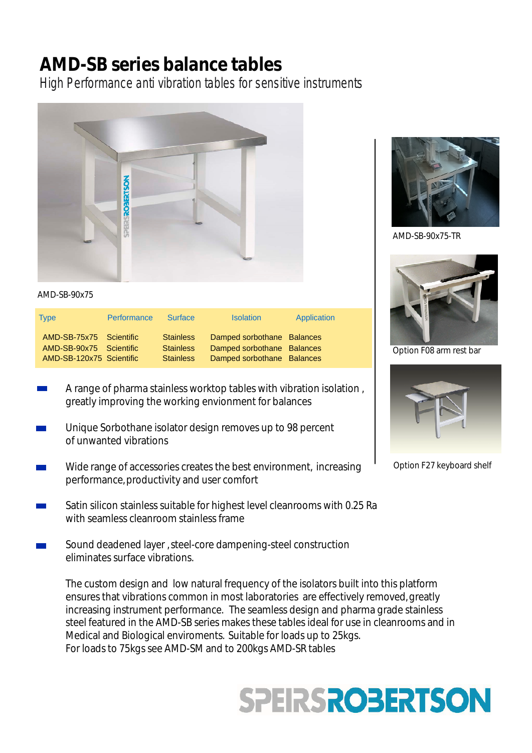# AMD-SB series balance tables

*High Performance anti vibration tables for sensitive instruments*

AMD-SB-90x75

| Type | Performance | Surface | Isolation | Application |
|---|---|---|---|---|
| AMD-SB-75x75 | Scientific | Stainless | Damped sorbothane | Balances |
| AMD-SB-90x75 | Scientific | Stainless | Damped sorbothane | Balances |
| AMD-SB-120x75 | Scientific | Stainless | Damped sorbothane | Balances |

- A range of pharma stainless worktop tables with vibration isolation , greatly improving the working envionment for balances
- Unique Sorbothane isolator design removes up to 98 percent of unwanted vibrations
- Wide range of accessories creates the best environment, increasing performance,productivity and user comfort
- Satin silicon stainless suitable for highest level cleanrooms with 0.25 Ra with seamless cleanroom stainless frame
- Sound deadened layer ,steel-core dampening-steel construction eliminates surface vibrations.

The custom design and low natural frequency of the isolators built into this platform ensures that vibrations common in most laboratories are effectively removed,greatly increasing instrument performance. The seamless design and pharma grade stainless steel featured in the AMD-SB series makes these tables ideal for use in cleanrooms and in Medical and Biological enviroments. Suitable for loads up to 25kgs.
For loads to 75kgs see AMD-SM and to 200kgs AMD-SR tables

AMD-SB-90x75-TR

Option F08 arm rest bar

Option F27 keyboard shelf

SPEIRSROBERTSON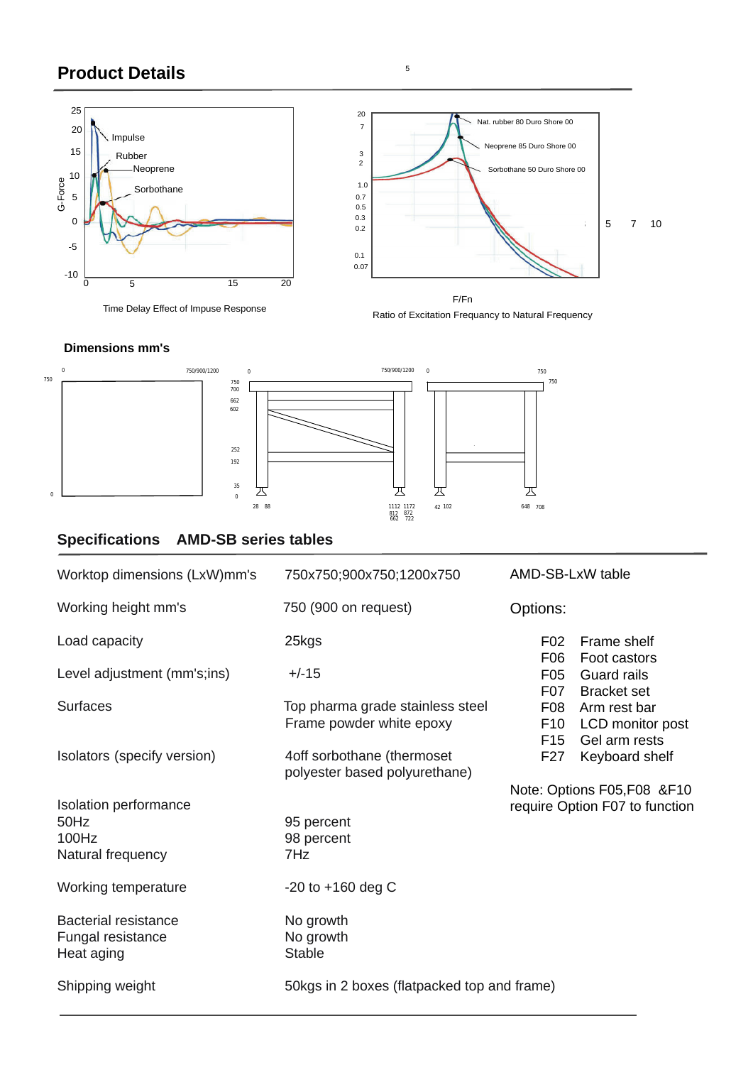## Product Details

25
20
15
10
5
0
-5
-10
G-Force
Impulse
Rubber
Neoprene
Sorbothane
0
5
15
20

Time Delay Effect of Impuse Response

20
7
3
2
1.0
0.7
0.5
0.3
0.2
0.1
0.07
Nat. rubber 80 Duro Shore 00
Neoprene 85 Duro Shore 00
Sorbothane 50 Duro Shore 00
5
7
10

F/Fn

Ratio of Excitation Frequency to Natural Frequency

### Dimensions mm's

0
750/900/1200
750
0
0
750/900/1200
750
700
662
602
252
192
35
0
28 88
1112 1172
812 872
662 722
0
750
750
42 102
648 708

## Specifications AMD-SB series tables

| | |
|---|---|
| Worktop dimensions (LxW)mm's | 750x750;900x750;1200x750 |
| Working height mm's | 750 (900 on request) |
| Load capacity | 25kgs |
| Level adjustment (mm's;ins) | +/-15 |
| Surfaces | Top pharma grade stainless steel<br>Frame powder white epoxy |
| Isolators (specify version) | 4off sorbothane (thermoset polyester based polyurethane) |
| Isolation performance | |
| 50Hz | 95 percent |
| 100Hz | 98 percent |
| Natural frequency | 7Hz |
| Working temperature | -20 to +160 deg C |
| Bacterial resistance | No growth |
| Fungal resistance | No growth |
| Heat aging | Stable |
| Shipping weight | 50kgs in 2 boxes (flatpacked top and frame) |

AMD-SB-LxW table

Options:

- F02 Frame shelf
- F06 Foot castors
- F05 Guard rails
- F07 Bracket set
- F08 Arm rest bar
- F10 LCD monitor post
- F15 Gel arm rests
- F27 Keyboard shelf

Note: Options F05,F08 &F10 require Option F07 to function